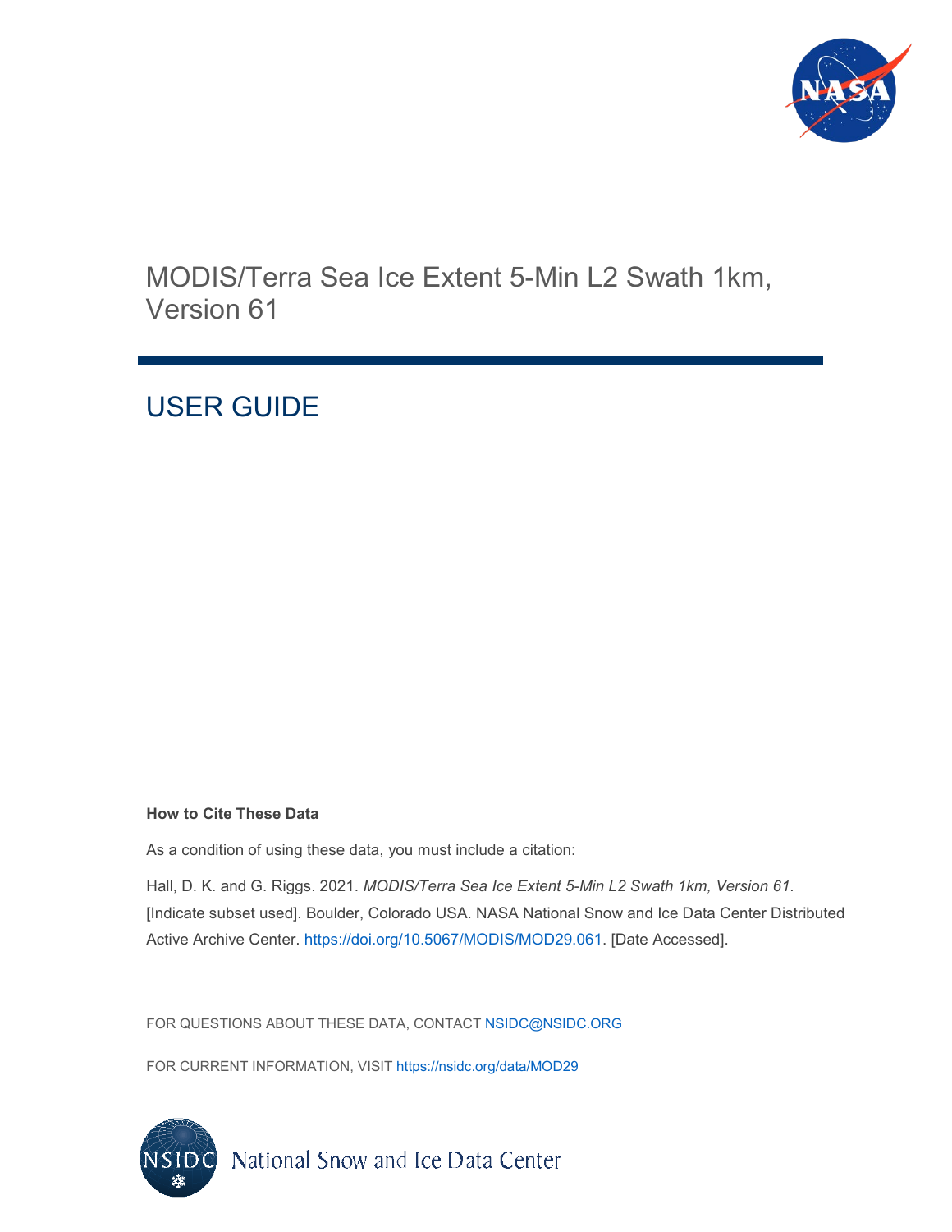# MODIS/Terra Sea Ice Extent 5-Min L2 Swath 1km, Version 61

## USER GUIDE

**How to Cite These Data**

As a condition of using these data, you must include a citation:

Hall, D. K. and G. Riggs. 2021. *MODIS/Terra Sea Ice Extent 5-Min L2 Swath 1km, Version 61.* [Indicate subset used]. Boulder, Colorado USA. NASA National Snow and Ice Data Center Distributed Active Archive Center. https://doi.org/10.5067/MODIS/MOD29.061. [Date Accessed].

FOR QUESTIONS ABOUT THESE DATA, CONTACT NSIDC@NSIDC.ORG

FOR CURRENT INFORMATION, VISIT https://nsidc.org/data/MOD29

National Snow and Ice Data Center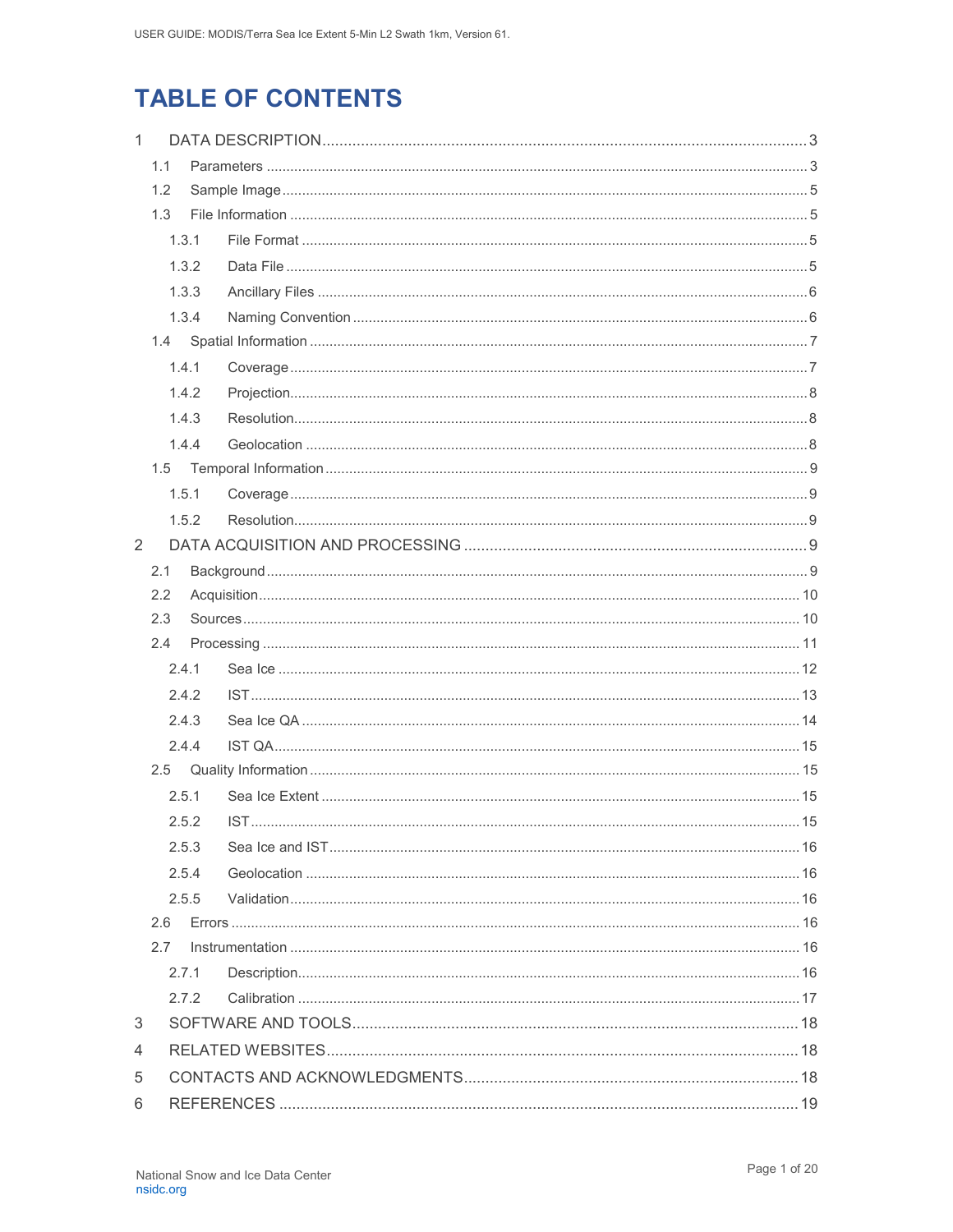# TABLE OF CONTENTS

- 1 DATA DESCRIPTION ..... 3
  - 1.1 Parameters ..... 3
  - 1.2 Sample Image ..... 5
  - 1.3 File Information ..... 5
    - 1.3.1 File Format ..... 5
    - 1.3.2 Data File ..... 5
    - 1.3.3 Ancillary Files ..... 6
    - 1.3.4 Naming Convention ..... 6
  - 1.4 Spatial Information ..... 7
    - 1.4.1 Coverage ..... 7
    - 1.4.2 Projection ..... 8
    - 1.4.3 Resolution ..... 8
    - 1.4.4 Geolocation ..... 8
  - 1.5 Temporal Information ..... 9
    - 1.5.1 Coverage ..... 9
    - 1.5.2 Resolution ..... 9
- 2 DATA ACQUISITION AND PROCESSING ..... 9
  - 2.1 Background ..... 9
  - 2.2 Acquisition ..... 10
  - 2.3 Sources ..... 10
  - 2.4 Processing ..... 11
    - 2.4.1 Sea Ice ..... 12
    - 2.4.2 IST ..... 13
    - 2.4.3 Sea Ice QA ..... 14
    - 2.4.4 IST QA ..... 15
  - 2.5 Quality Information ..... 15
    - 2.5.1 Sea Ice Extent ..... 15
    - 2.5.2 IST ..... 15
    - 2.5.3 Sea Ice and IST ..... 16
    - 2.5.4 Geolocation ..... 16
    - 2.5.5 Validation ..... 16
  - 2.6 Errors ..... 16
  - 2.7 Instrumentation ..... 16
    - 2.7.1 Description ..... 16
    - 2.7.2 Calibration ..... 17
- 3 SOFTWARE AND TOOLS ..... 18
- 4 RELATED WEBSITES ..... 18
- 5 CONTACTS AND ACKNOWLEDGMENTS ..... 18
- 6 REFERENCES ..... 19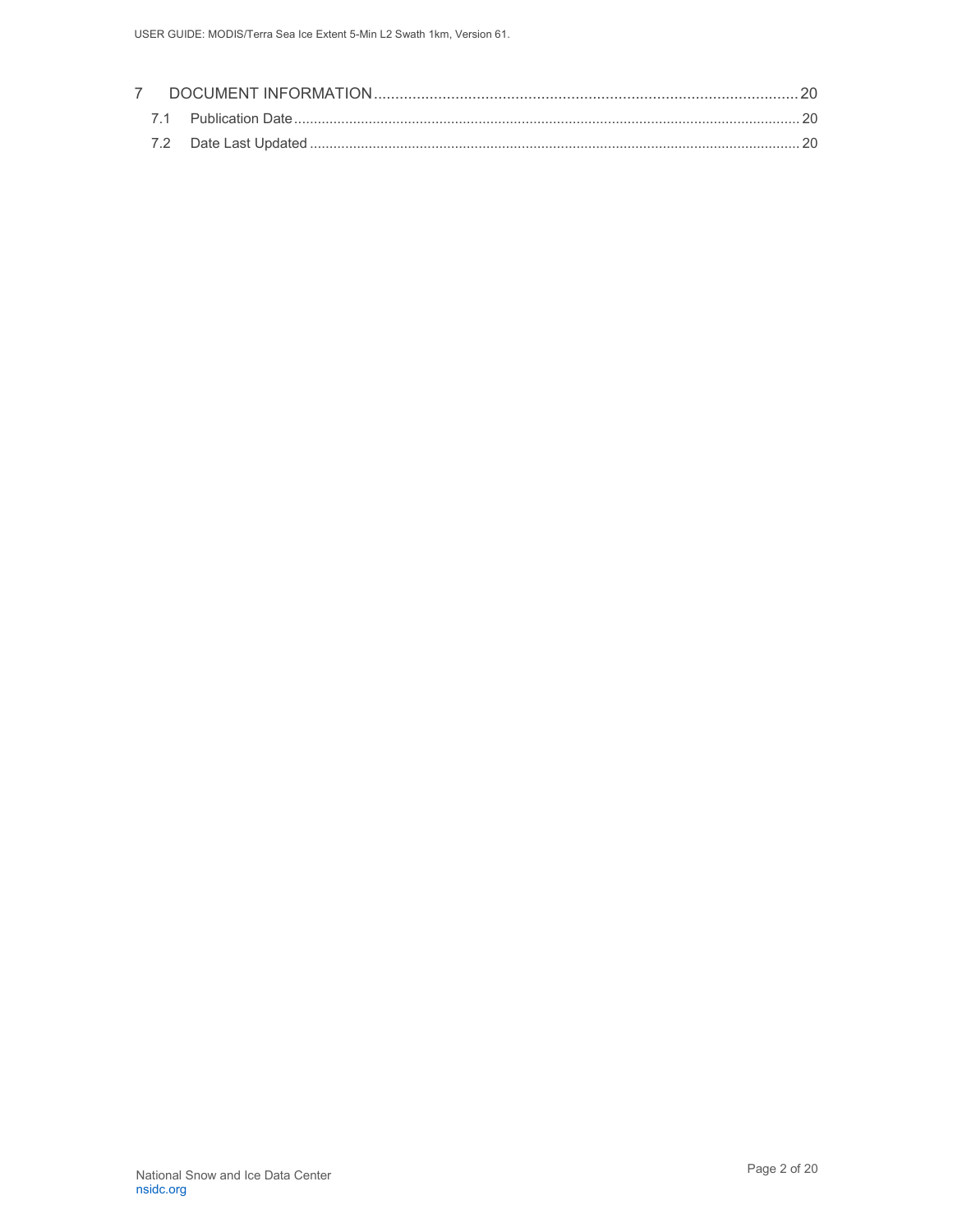7 DOCUMENT INFORMATION .......... 20

7.1 Publication Date .......... 20

7.2 Date Last Updated .......... 20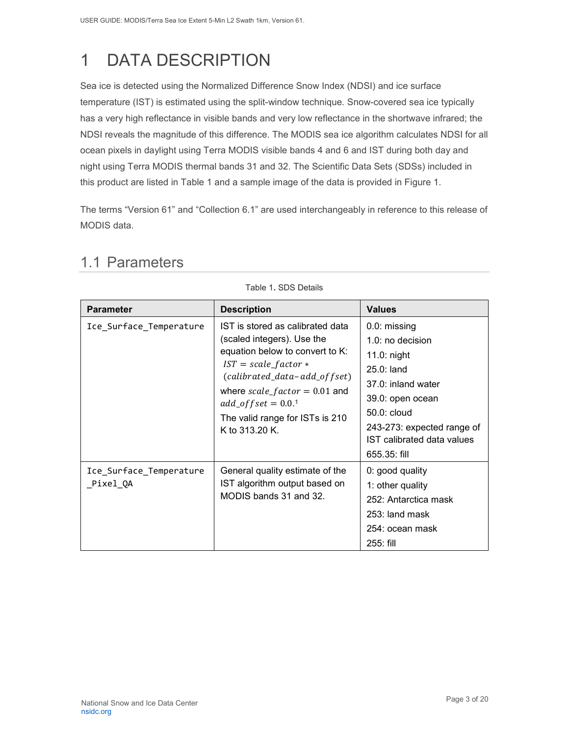# 1 DATA DESCRIPTION

Sea ice is detected using the Normalized Difference Snow Index (NDSI) and ice surface temperature (IST) is estimated using the split-window technique. Snow-covered sea ice typically has a very high reflectance in visible bands and very low reflectance in the shortwave infrared; the NDSI reveals the magnitude of this difference. The MODIS sea ice algorithm calculates NDSI for all ocean pixels in daylight using Terra MODIS visible bands 4 and 6 and IST during both day and night using Terra MODIS thermal bands 31 and 32. The Scientific Data Sets (SDSs) included in this product are listed in Table 1 and a sample image of the data is provided in Figure 1.

The terms "Version 61" and "Collection 6.1" are used interchangeably in reference to this release of MODIS data.

## 1.1 Parameters

Table 1. SDS Details

| Parameter | Description | Values |
|---|---|---|
| Ice_Surface_Temperature | IST is stored as calibrated data (scaled integers). Use the equation below to convert to K: $IST = scale\_factor * (calibrated\_data - add\_offset)$ where $scale\_factor = 0.01$ and $add\_offset = 0.0$.[1] The valid range for ISTs is 210 K to 313.20 K. | 0.0: missing<br>1.0: no decision<br>11.0: night<br>25.0: land<br>37.0: inland water<br>39.0: open ocean<br>50.0: cloud<br>243-273: expected range of IST calibrated data values<br>655.35: fill |
| Ice_Surface_Temperature_Pixel_QA | General quality estimate of the IST algorithm output based on MODIS bands 31 and 32. | 0: good quality<br>1: other quality<br>252: Antarctica mask<br>253: land mask<br>254: ocean mask<br>255: fill |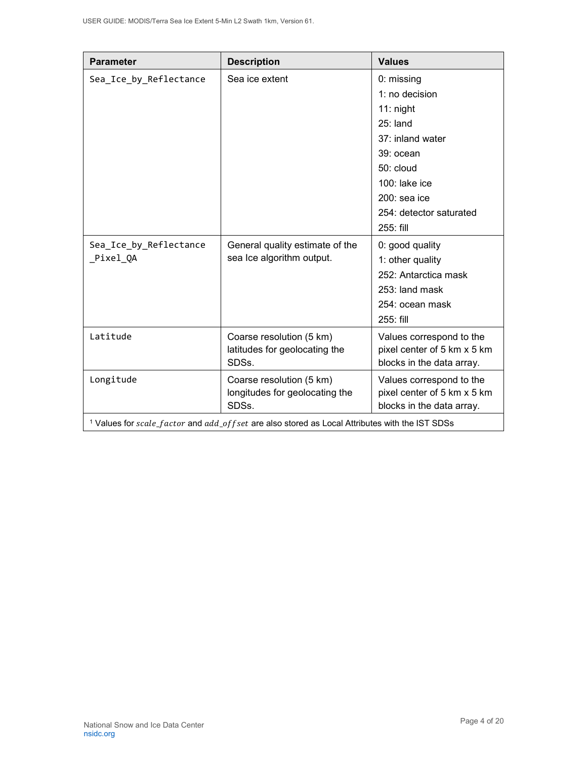| Parameter | Description | Values |
|---|---|---|
| Sea_Ice_by_Reflectance | Sea ice extent | 0: missing<br>1: no decision<br>11: night<br>25: land<br>37: inland water<br>39: ocean<br>50: cloud<br>100: lake ice<br>200: sea ice<br>254: detector saturated<br>255: fill |
| Sea_Ice_by_Reflectance_Pixel_QA | General quality estimate of the sea Ice algorithm output. | 0: good quality<br>1: other quality<br>252: Antarctica mask<br>253: land mask<br>254: ocean mask<br>255: fill |
| Latitude | Coarse resolution (5 km) latitudes for geolocating the SDSs. | Values correspond to the pixel center of 5 km x 5 km blocks in the data array. |
| Longitude | Coarse resolution (5 km) longitudes for geolocating the SDSs. | Values correspond to the pixel center of 5 km x 5 km blocks in the data array. |

[1] Values for *scale_factor* and *add_offset* are also stored as Local Attributes with the IST SDSs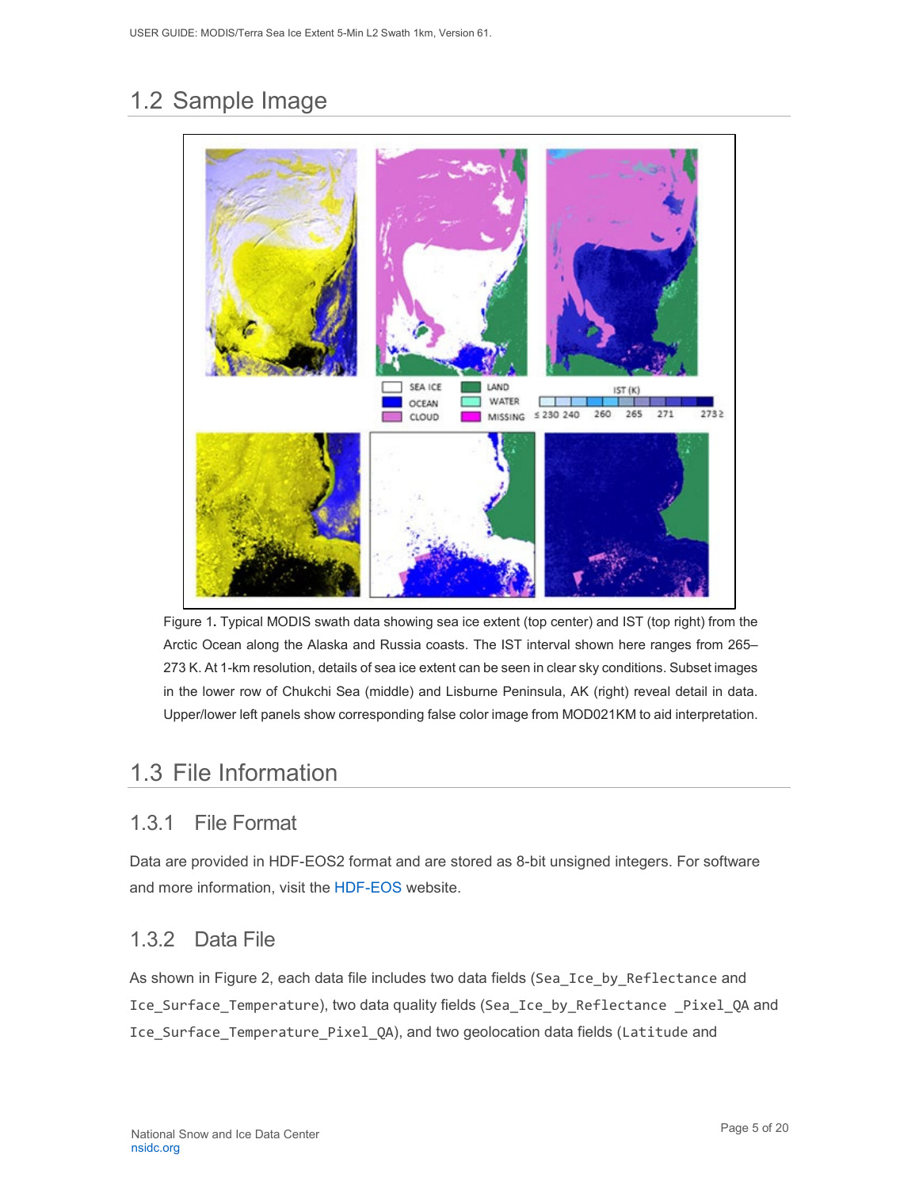## 1.2 Sample Image

Figure 1. Typical MODIS swath data showing sea ice extent (top center) and IST (top right) from the Arctic Ocean along the Alaska and Russia coasts. The IST interval shown here ranges from 265–273 K. At 1-km resolution, details of sea ice extent can be seen in clear sky conditions. Subset images in the lower row of Chukchi Sea (middle) and Lisburne Peninsula, AK (right) reveal detail in data. Upper/lower left panels show corresponding false color image from MOD021KM to aid interpretation.

## 1.3 File Information

### 1.3.1 File Format

Data are provided in HDF-EOS2 format and are stored as 8-bit unsigned integers. For software and more information, visit the HDF-EOS website.

### 1.3.2 Data File

As shown in Figure 2, each data file includes two data fields (`Sea_Ice_by_Reflectance` and `Ice_Surface_Temperature`), two data quality fields (`Sea_Ice_by_Reflectance _Pixel_QA` and `Ice_Surface_Temperature_Pixel_QA`), and two geolocation data fields (`Latitude` and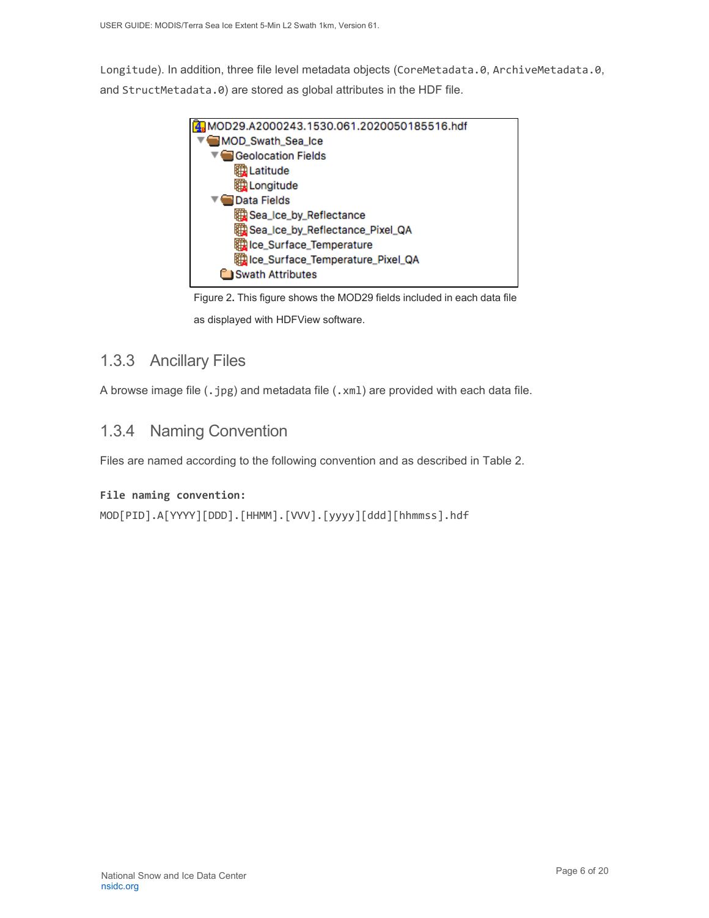Longitude). In addition, three file level metadata objects (CoreMetadata.0, ArchiveMetadata.0, and StructMetadata.0) are stored as global attributes in the HDF file.

```
MOD29.A2000243.1530.061.2020050185516.hdf
  MOD_Swath_Sea_Ice
    Geolocation Fields
      Latitude
      Longitude
    Data Fields
      Sea_Ice_by_Reflectance
      Sea_Ice_by_Reflectance_Pixel_QA
      Ice_Surface_Temperature
      Ice_Surface_Temperature_Pixel_QA
    Swath Attributes
```

Figure 2. This figure shows the MOD29 fields included in each data file as displayed with HDFView software.

### 1.3.3 Ancillary Files

A browse image file (.jpg) and metadata file (.xml) are provided with each data file.

### 1.3.4 Naming Convention

Files are named according to the following convention and as described in Table 2.

**File naming convention:**

MOD[PID].A[YYYY][DDD].[HHMM].[VVV].[yyyy][ddd][hhmmss].hdf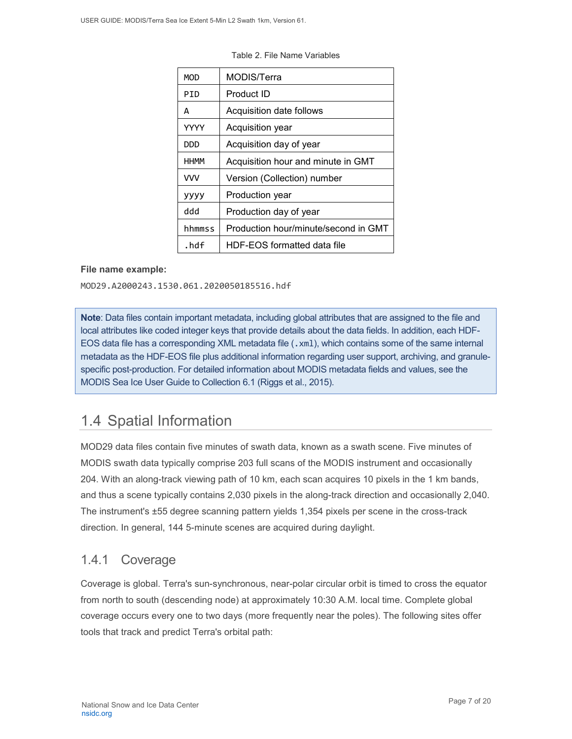Table 2. File Name Variables

| | |
|---|---|
| MOD | MODIS/Terra |
| PID | Product ID |
| A | Acquisition date follows |
| YYYY | Acquisition year |
| DDD | Acquisition day of year |
| HHMM | Acquisition hour and minute in GMT |
| VVV | Version (Collection) number |
| yyyy | Production year |
| ddd | Production day of year |
| hhmmss | Production hour/minute/second in GMT |
| .hdf | HDF-EOS formatted data file |

**File name example:**

MOD29.A2000243.1530.061.2020050185516.hdf

**Note**: Data files contain important metadata, including global attributes that are assigned to the file and local attributes like coded integer keys that provide details about the data fields. In addition, each HDF-EOS data file has a corresponding XML metadata file (.xml), which contains some of the same internal metadata as the HDF-EOS file plus additional information regarding user support, archiving, and granule-specific post-production. For detailed information about MODIS metadata fields and values, see the MODIS Sea Ice User Guide to Collection 6.1 (Riggs et al., 2015).

## 1.4 Spatial Information

MOD29 data files contain five minutes of swath data, known as a swath scene. Five minutes of MODIS swath data typically comprise 203 full scans of the MODIS instrument and occasionally 204. With an along-track viewing path of 10 km, each scan acquires 10 pixels in the 1 km bands, and thus a scene typically contains 2,030 pixels in the along-track direction and occasionally 2,040. The instrument's ±55 degree scanning pattern yields 1,354 pixels per scene in the cross-track direction. In general, 144 5-minute scenes are acquired during daylight.

### 1.4.1 Coverage

Coverage is global. Terra's sun-synchronous, near-polar circular orbit is timed to cross the equator from north to south (descending node) at approximately 10:30 A.M. local time. Complete global coverage occurs every one to two days (more frequently near the poles). The following sites offer tools that track and predict Terra's orbital path: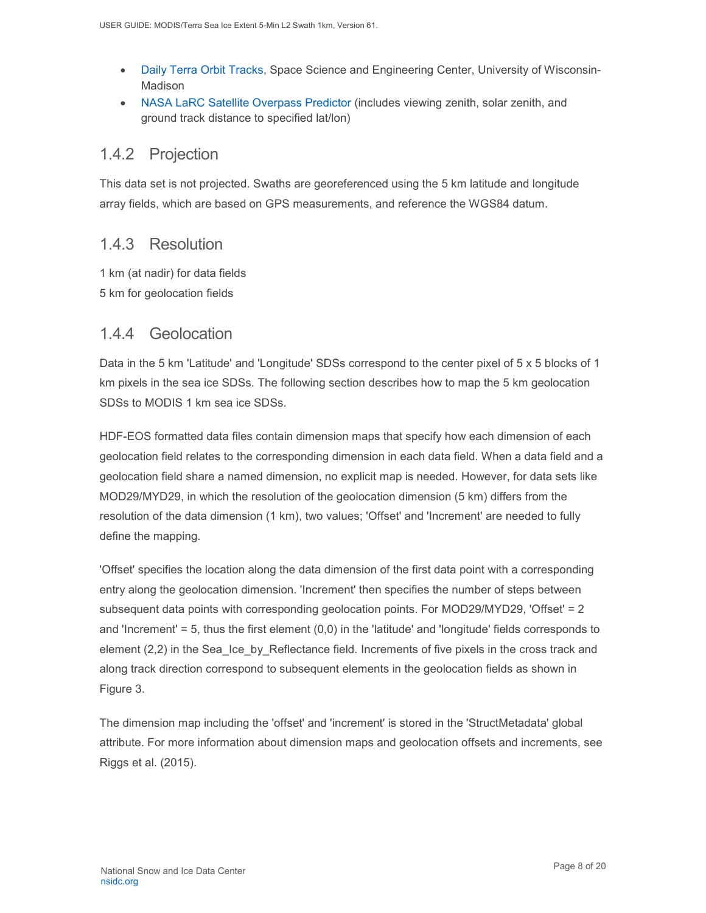- Daily Terra Orbit Tracks, Space Science and Engineering Center, University of Wisconsin-Madison
- NASA LaRC Satellite Overpass Predictor (includes viewing zenith, solar zenith, and ground track distance to specified lat/lon)

### 1.4.2 Projection

This data set is not projected. Swaths are georeferenced using the 5 km latitude and longitude array fields, which are based on GPS measurements, and reference the WGS84 datum.

### 1.4.3 Resolution

1 km (at nadir) for data fields

5 km for geolocation fields

### 1.4.4 Geolocation

Data in the 5 km 'Latitude' and 'Longitude' SDSs correspond to the center pixel of 5 x 5 blocks of 1 km pixels in the sea ice SDSs. The following section describes how to map the 5 km geolocation SDSs to MODIS 1 km sea ice SDSs.

HDF-EOS formatted data files contain dimension maps that specify how each dimension of each geolocation field relates to the corresponding dimension in each data field. When a data field and a geolocation field share a named dimension, no explicit map is needed. However, for data sets like MOD29/MYD29, in which the resolution of the geolocation dimension (5 km) differs from the resolution of the data dimension (1 km), two values; 'Offset' and 'Increment' are needed to fully define the mapping.

'Offset' specifies the location along the data dimension of the first data point with a corresponding entry along the geolocation dimension. 'Increment' then specifies the number of steps between subsequent data points with corresponding geolocation points. For MOD29/MYD29, 'Offset' = 2 and 'Increment' = 5, thus the first element (0,0) in the 'latitude' and 'longitude' fields corresponds to element (2,2) in the Sea_Ice_by_Reflectance field. Increments of five pixels in the cross track and along track direction correspond to subsequent elements in the geolocation fields as shown in Figure 3.

The dimension map including the 'offset' and 'increment' is stored in the 'StructMetadata' global attribute. For more information about dimension maps and geolocation offsets and increments, see Riggs et al. (2015).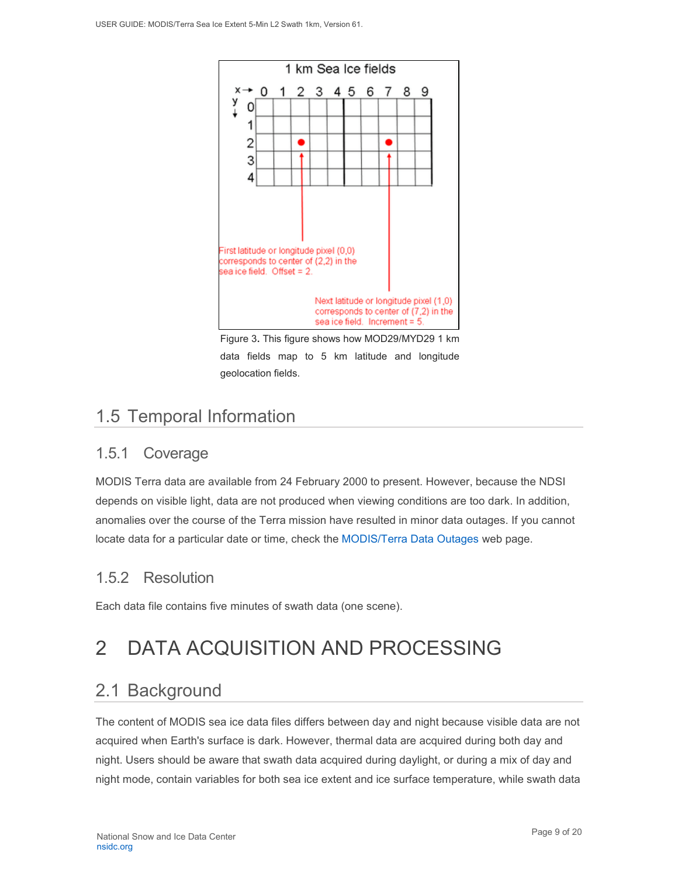Figure 3. This figure shows how MOD29/MYD29 1 km data fields map to 5 km latitude and longitude geolocation fields.

## 1.5 Temporal Information

### 1.5.1 Coverage

MODIS Terra data are available from 24 February 2000 to present. However, because the NDSI depends on visible light, data are not produced when viewing conditions are too dark. In addition, anomalies over the course of the Terra mission have resulted in minor data outages. If you cannot locate data for a particular date or time, check the MODIS/Terra Data Outages web page.

### 1.5.2 Resolution

Each data file contains five minutes of swath data (one scene).

# 2 DATA ACQUISITION AND PROCESSING

## 2.1 Background

The content of MODIS sea ice data files differs between day and night because visible data are not acquired when Earth's surface is dark. However, thermal data are acquired during both day and night. Users should be aware that swath data acquired during daylight, or during a mix of day and night mode, contain variables for both sea ice extent and ice surface temperature, while swath data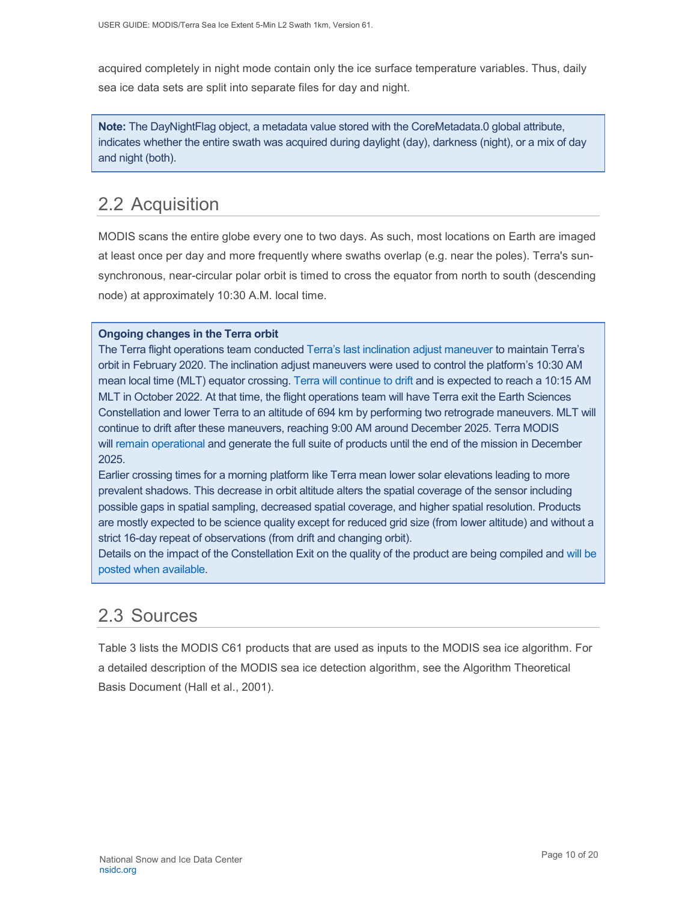acquired completely in night mode contain only the ice surface temperature variables. Thus, daily sea ice data sets are split into separate files for day and night.

> **Note:** The DayNightFlag object, a metadata value stored with the CoreMetadata.0 global attribute, indicates whether the entire swath was acquired during daylight (day), darkness (night), or a mix of day and night (both).

## 2.2 Acquisition

MODIS scans the entire globe every one to two days. As such, most locations on Earth are imaged at least once per day and more frequently where swaths overlap (e.g. near the poles). Terra's sun-synchronous, near-circular polar orbit is timed to cross the equator from north to south (descending node) at approximately 10:30 A.M. local time.

> **Ongoing changes in the Terra orbit**
>
> The Terra flight operations team conducted Terra's last inclination adjust maneuver to maintain Terra's orbit in February 2020. The inclination adjust maneuvers were used to control the platform's 10:30 AM mean local time (MLT) equator crossing. Terra will continue to drift and is expected to reach a 10:15 AM MLT in October 2022. At that time, the flight operations team will have Terra exit the Earth Sciences Constellation and lower Terra to an altitude of 694 km by performing two retrograde maneuvers. MLT will continue to drift after these maneuvers, reaching 9:00 AM around December 2025. Terra MODIS will remain operational and generate the full suite of products until the end of the mission in December 2025.
>
> Earlier crossing times for a morning platform like Terra mean lower solar elevations leading to more prevalent shadows. This decrease in orbit altitude alters the spatial coverage of the sensor including possible gaps in spatial sampling, decreased spatial coverage, and higher spatial resolution. Products are mostly expected to be science quality except for reduced grid size (from lower altitude) and without a strict 16-day repeat of observations (from drift and changing orbit).
>
> Details on the impact of the Constellation Exit on the quality of the product are being compiled and will be posted when available.

## 2.3 Sources

Table 3 lists the MODIS C61 products that are used as inputs to the MODIS sea ice algorithm. For a detailed description of the MODIS sea ice detection algorithm, see the Algorithm Theoretical Basis Document (Hall et al., 2001).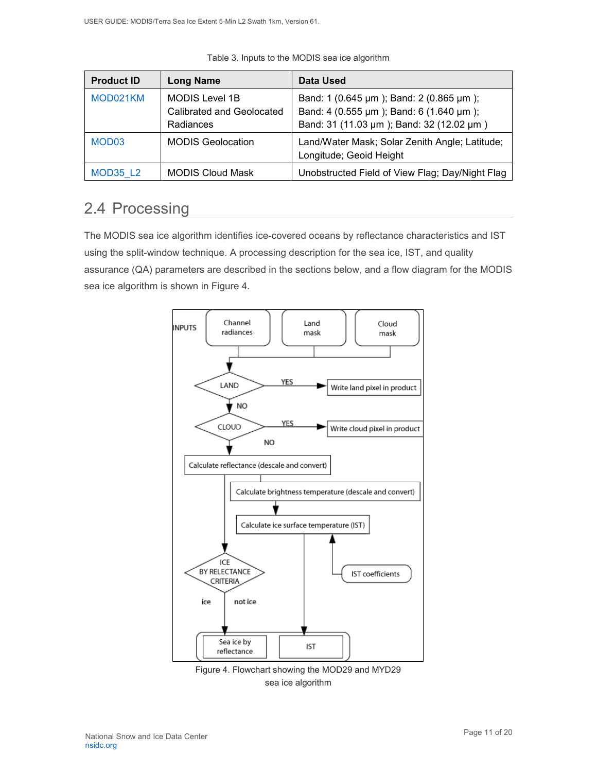Table 3. Inputs to the MODIS sea ice algorithm

| Product ID | Long Name | Data Used |
| --- | --- | --- |
| MOD021KM | MODIS Level 1B Calibrated and Geolocated Radiances | Band: 1 (0.645 μm ); Band: 2 (0.865 μm ); Band: 4 (0.555 μm ); Band: 6 (1.640 μm ); Band: 31 (11.03 μm ); Band: 32 (12.02 μm ) |
| MOD03 | MODIS Geolocation | Land/Water Mask; Solar Zenith Angle; Latitude; Longitude; Geoid Height |
| MOD35_L2 | MODIS Cloud Mask | Unobstructed Field of View Flag; Day/Night Flag |

## 2.4 Processing

The MODIS sea ice algorithm identifies ice-covered oceans by reflectance characteristics and IST using the split-window technique. A processing description for the sea ice, IST, and quality assurance (QA) parameters are described in the sections below, and a flow diagram for the MODIS sea ice algorithm is shown in Figure 4.

Figure 4. Flowchart showing the MOD29 and MYD29 sea ice algorithm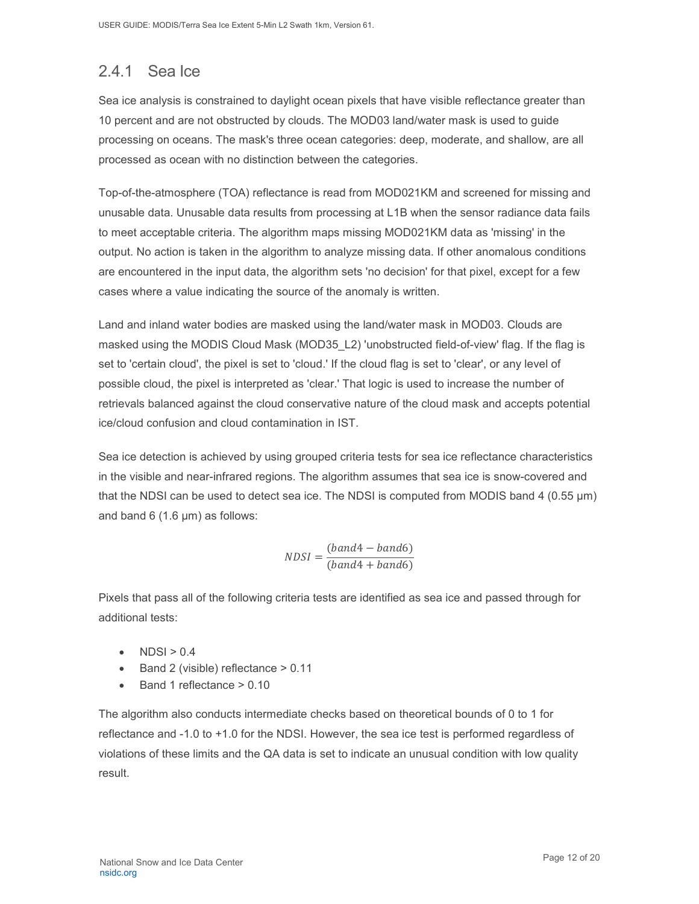### 2.4.1 Sea Ice

Sea ice analysis is constrained to daylight ocean pixels that have visible reflectance greater than 10 percent and are not obstructed by clouds. The MOD03 land/water mask is used to guide processing on oceans. The mask's three ocean categories: deep, moderate, and shallow, are all processed as ocean with no distinction between the categories.

Top-of-the-atmosphere (TOA) reflectance is read from MOD021KM and screened for missing and unusable data. Unusable data results from processing at L1B when the sensor radiance data fails to meet acceptable criteria. The algorithm maps missing MOD021KM data as 'missing' in the output. No action is taken in the algorithm to analyze missing data. If other anomalous conditions are encountered in the input data, the algorithm sets 'no decision' for that pixel, except for a few cases where a value indicating the source of the anomaly is written.

Land and inland water bodies are masked using the land/water mask in MOD03. Clouds are masked using the MODIS Cloud Mask (MOD35_L2) 'unobstructed field-of-view' flag. If the flag is set to 'certain cloud', the pixel is set to 'cloud.' If the cloud flag is set to 'clear', or any level of possible cloud, the pixel is interpreted as 'clear.' That logic is used to increase the number of retrievals balanced against the cloud conservative nature of the cloud mask and accepts potential ice/cloud confusion and cloud contamination in IST.

Sea ice detection is achieved by using grouped criteria tests for sea ice reflectance characteristics in the visible and near-infrared regions. The algorithm assumes that sea ice is snow-covered and that the NDSI can be used to detect sea ice. The NDSI is computed from MODIS band 4 (0.55 µm) and band 6 (1.6 µm) as follows:

$$NDSI = \frac{(band4 - band6)}{(band4 + band6)}$$

Pixels that pass all of the following criteria tests are identified as sea ice and passed through for additional tests:

- NDSI > 0.4
- Band 2 (visible) reflectance > 0.11
- Band 1 reflectance > 0.10

The algorithm also conducts intermediate checks based on theoretical bounds of 0 to 1 for reflectance and -1.0 to +1.0 for the NDSI. However, the sea ice test is performed regardless of violations of these limits and the QA data is set to indicate an unusual condition with low quality result.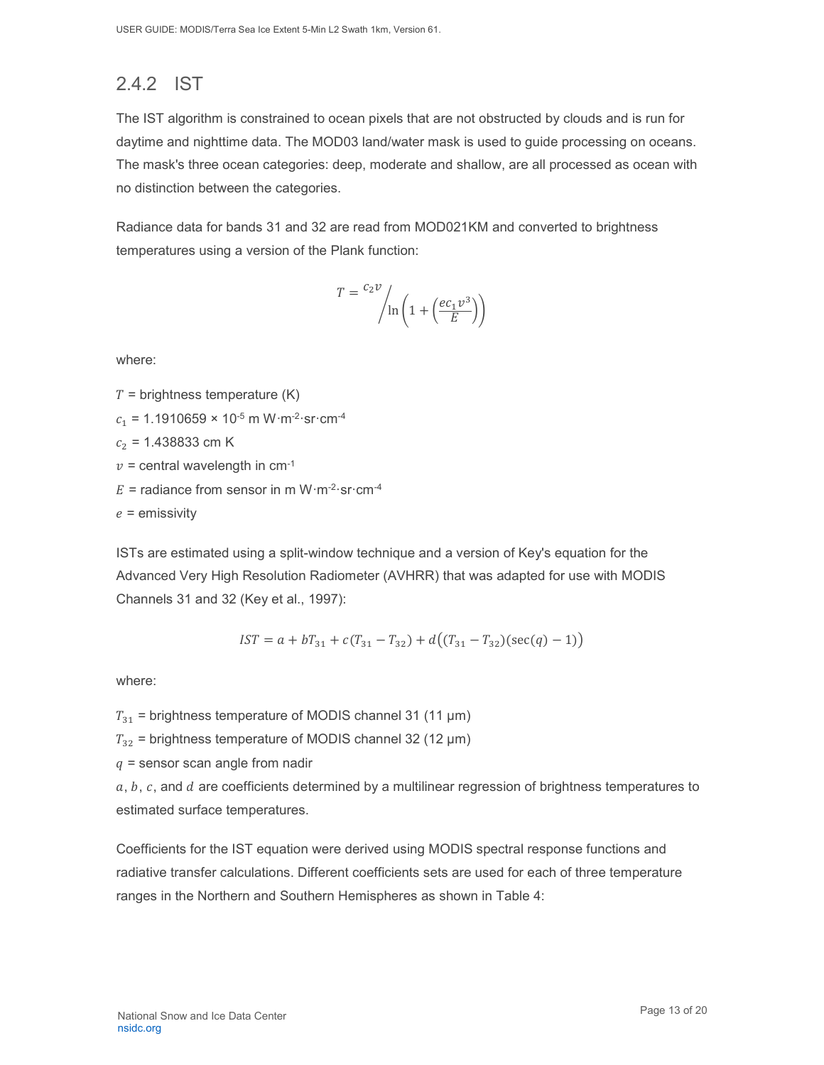### 2.4.2 IST

The IST algorithm is constrained to ocean pixels that are not obstructed by clouds and is run for daytime and nighttime data. The MOD03 land/water mask is used to guide processing on oceans. The mask's three ocean categories: deep, moderate and shallow, are all processed as ocean with no distinction between the categories.

Radiance data for bands 31 and 32 are read from MOD021KM and converted to brightness temperatures using a version of the Plank function:

$$T = {c_2 v} \Big/ \ln\left(1 + \left(\frac{e c_1 v^3}{E}\right)\right)$$

where:

$T$ = brightness temperature (K)  
$c_1$ = 1.1910659 × $10^{-5}$ m W·m$^{-2}$·sr·cm$^{-4}$  
$c_2$ = 1.438833 cm K  
$v$ = central wavelength in cm$^{-1}$  
$E$ = radiance from sensor in m W·m$^{-2}$·sr·cm$^{-4}$  
$e$ = emissivity

ISTs are estimated using a split-window technique and a version of Key's equation for the Advanced Very High Resolution Radiometer (AVHRR) that was adapted for use with MODIS Channels 31 and 32 (Key et al., 1997):

$$IST = a + bT_{31} + c(T_{31} - T_{32}) + d\big((T_{31} - T_{32})(\sec(q) - 1)\big)$$

where:

$T_{31}$ = brightness temperature of MODIS channel 31 (11 μm)  
$T_{32}$ = brightness temperature of MODIS channel 32 (12 μm)  
$q$ = sensor scan angle from nadir  
$a$, $b$, $c$, and $d$ are coefficients determined by a multilinear regression of brightness temperatures to estimated surface temperatures.

Coefficients for the IST equation were derived using MODIS spectral response functions and radiative transfer calculations. Different coefficients sets are used for each of three temperature ranges in the Northern and Southern Hemispheres as shown in Table 4: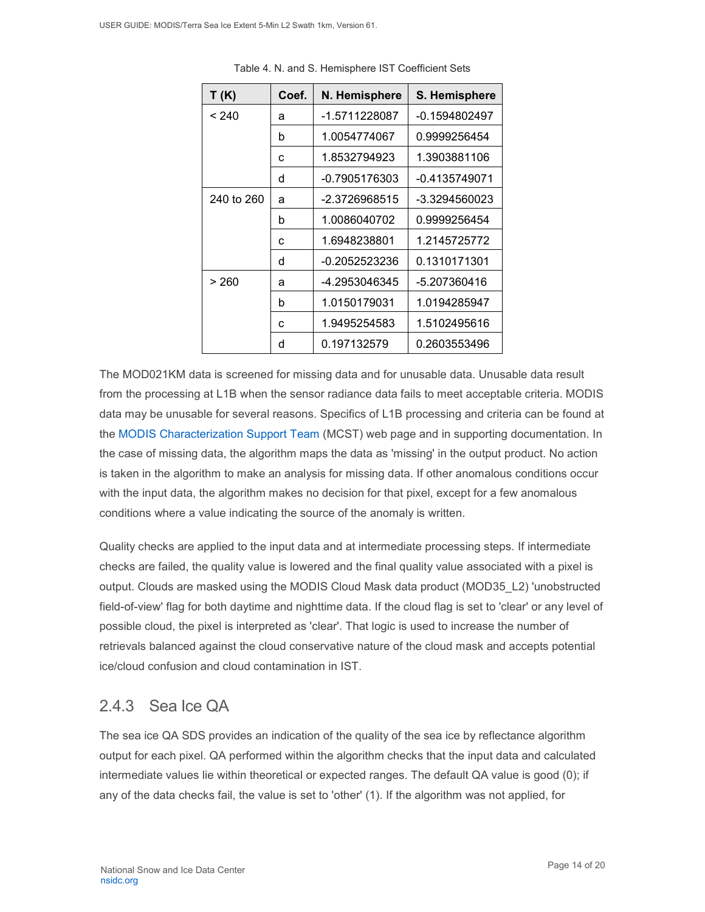Table 4. N. and S. Hemisphere IST Coefficient Sets

| T (K) | Coef. | N. Hemisphere | S. Hemisphere |
|---|---|---|---|
| < 240 | a | -1.5711228087 | -0.1594802497 |
| | b | 1.0054774067 | 0.9999256454 |
| | c | 1.8532794923 | 1.3903881106 |
| | d | -0.7905176303 | -0.4135749071 |
| 240 to 260 | a | -2.3726968515 | -3.3294560023 |
| | b | 1.0086040702 | 0.9999256454 |
| | c | 1.6948238801 | 1.2145725772 |
| | d | -0.2052523236 | 0.1310171301 |
| > 260 | a | -4.2953046345 | -5.207360416 |
| | b | 1.0150179031 | 1.0194285947 |
| | c | 1.9495254583 | 1.5102495616 |
| | d | 0.197132579 | 0.2603553496 |

The MOD021KM data is screened for missing data and for unusable data. Unusable data result from the processing at L1B when the sensor radiance data fails to meet acceptable criteria. MODIS data may be unusable for several reasons. Specifics of L1B processing and criteria can be found at the MODIS Characterization Support Team (MCST) web page and in supporting documentation. In the case of missing data, the algorithm maps the data as 'missing' in the output product. No action is taken in the algorithm to make an analysis for missing data. If other anomalous conditions occur with the input data, the algorithm makes no decision for that pixel, except for a few anomalous conditions where a value indicating the source of the anomaly is written.

Quality checks are applied to the input data and at intermediate processing steps. If intermediate checks are failed, the quality value is lowered and the final quality value associated with a pixel is output. Clouds are masked using the MODIS Cloud Mask data product (MOD35_L2) 'unobstructed field-of-view' flag for both daytime and nighttime data. If the cloud flag is set to 'clear' or any level of possible cloud, the pixel is interpreted as 'clear'. That logic is used to increase the number of retrievals balanced against the cloud conservative nature of the cloud mask and accepts potential ice/cloud confusion and cloud contamination in IST.

### 2.4.3 Sea Ice QA

The sea ice QA SDS provides an indication of the quality of the sea ice by reflectance algorithm output for each pixel. QA performed within the algorithm checks that the input data and calculated intermediate values lie within theoretical or expected ranges. The default QA value is good (0); if any of the data checks fail, the value is set to 'other' (1). If the algorithm was not applied, for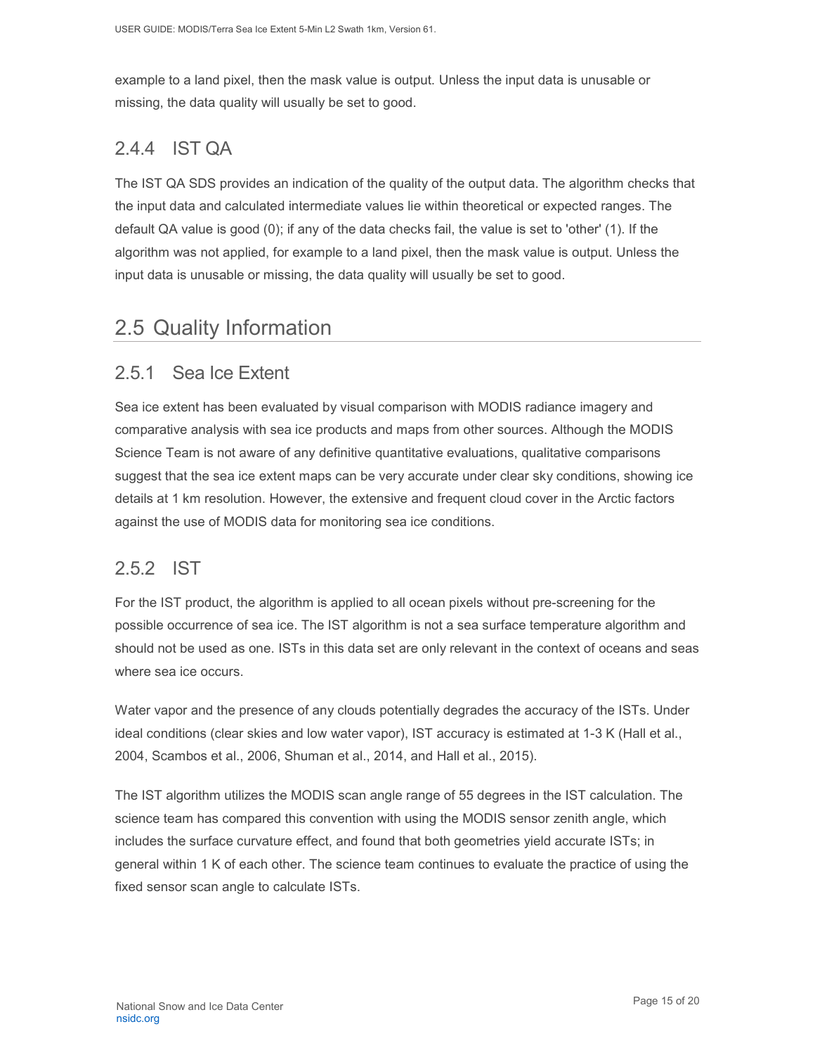example to a land pixel, then the mask value is output. Unless the input data is unusable or missing, the data quality will usually be set to good.

### 2.4.4 IST QA

The IST QA SDS provides an indication of the quality of the output data. The algorithm checks that the input data and calculated intermediate values lie within theoretical or expected ranges. The default QA value is good (0); if any of the data checks fail, the value is set to 'other' (1). If the algorithm was not applied, for example to a land pixel, then the mask value is output. Unless the input data is unusable or missing, the data quality will usually be set to good.

## 2.5 Quality Information

### 2.5.1 Sea Ice Extent

Sea ice extent has been evaluated by visual comparison with MODIS radiance imagery and comparative analysis with sea ice products and maps from other sources. Although the MODIS Science Team is not aware of any definitive quantitative evaluations, qualitative comparisons suggest that the sea ice extent maps can be very accurate under clear sky conditions, showing ice details at 1 km resolution. However, the extensive and frequent cloud cover in the Arctic factors against the use of MODIS data for monitoring sea ice conditions.

### 2.5.2 IST

For the IST product, the algorithm is applied to all ocean pixels without pre-screening for the possible occurrence of sea ice. The IST algorithm is not a sea surface temperature algorithm and should not be used as one. ISTs in this data set are only relevant in the context of oceans and seas where sea ice occurs.

Water vapor and the presence of any clouds potentially degrades the accuracy of the ISTs. Under ideal conditions (clear skies and low water vapor), IST accuracy is estimated at 1-3 K (Hall et al., 2004, Scambos et al., 2006, Shuman et al., 2014, and Hall et al., 2015).

The IST algorithm utilizes the MODIS scan angle range of 55 degrees in the IST calculation. The science team has compared this convention with using the MODIS sensor zenith angle, which includes the surface curvature effect, and found that both geometries yield accurate ISTs; in general within 1 K of each other. The science team continues to evaluate the practice of using the fixed sensor scan angle to calculate ISTs.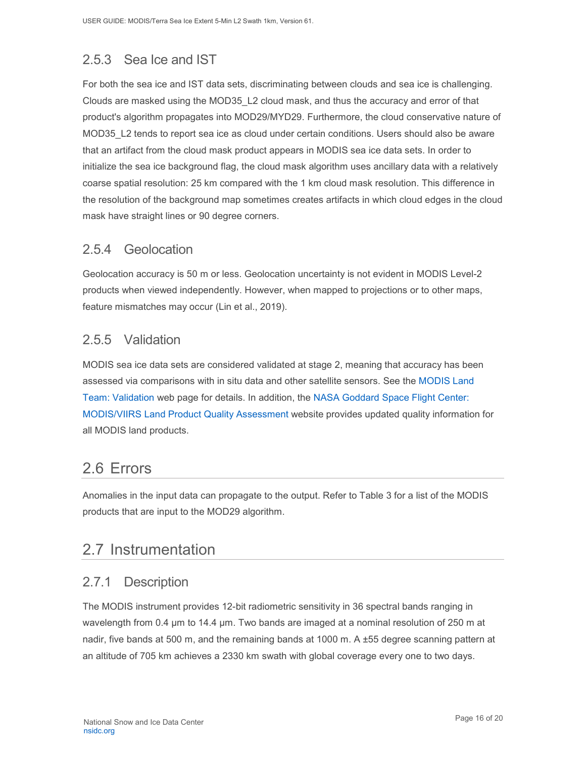### 2.5.3 Sea Ice and IST

For both the sea ice and IST data sets, discriminating between clouds and sea ice is challenging. Clouds are masked using the MOD35_L2 cloud mask, and thus the accuracy and error of that product's algorithm propagates into MOD29/MYD29. Furthermore, the cloud conservative nature of MOD35_L2 tends to report sea ice as cloud under certain conditions. Users should also be aware that an artifact from the cloud mask product appears in MODIS sea ice data sets. In order to initialize the sea ice background flag, the cloud mask algorithm uses ancillary data with a relatively coarse spatial resolution: 25 km compared with the 1 km cloud mask resolution. This difference in the resolution of the background map sometimes creates artifacts in which cloud edges in the cloud mask have straight lines or 90 degree corners.

### 2.5.4 Geolocation

Geolocation accuracy is 50 m or less. Geolocation uncertainty is not evident in MODIS Level-2 products when viewed independently. However, when mapped to projections or to other maps, feature mismatches may occur (Lin et al., 2019).

### 2.5.5 Validation

MODIS sea ice data sets are considered validated at stage 2, meaning that accuracy has been assessed via comparisons with in situ data and other satellite sensors. See the MODIS Land Team: Validation web page for details. In addition, the NASA Goddard Space Flight Center: MODIS/VIIRS Land Product Quality Assessment website provides updated quality information for all MODIS land products.

## 2.6 Errors

Anomalies in the input data can propagate to the output. Refer to Table 3 for a list of the MODIS products that are input to the MOD29 algorithm.

## 2.7 Instrumentation

### 2.7.1 Description

The MODIS instrument provides 12-bit radiometric sensitivity in 36 spectral bands ranging in wavelength from 0.4 µm to 14.4 µm. Two bands are imaged at a nominal resolution of 250 m at nadir, five bands at 500 m, and the remaining bands at 1000 m. A ±55 degree scanning pattern at an altitude of 705 km achieves a 2330 km swath with global coverage every one to two days.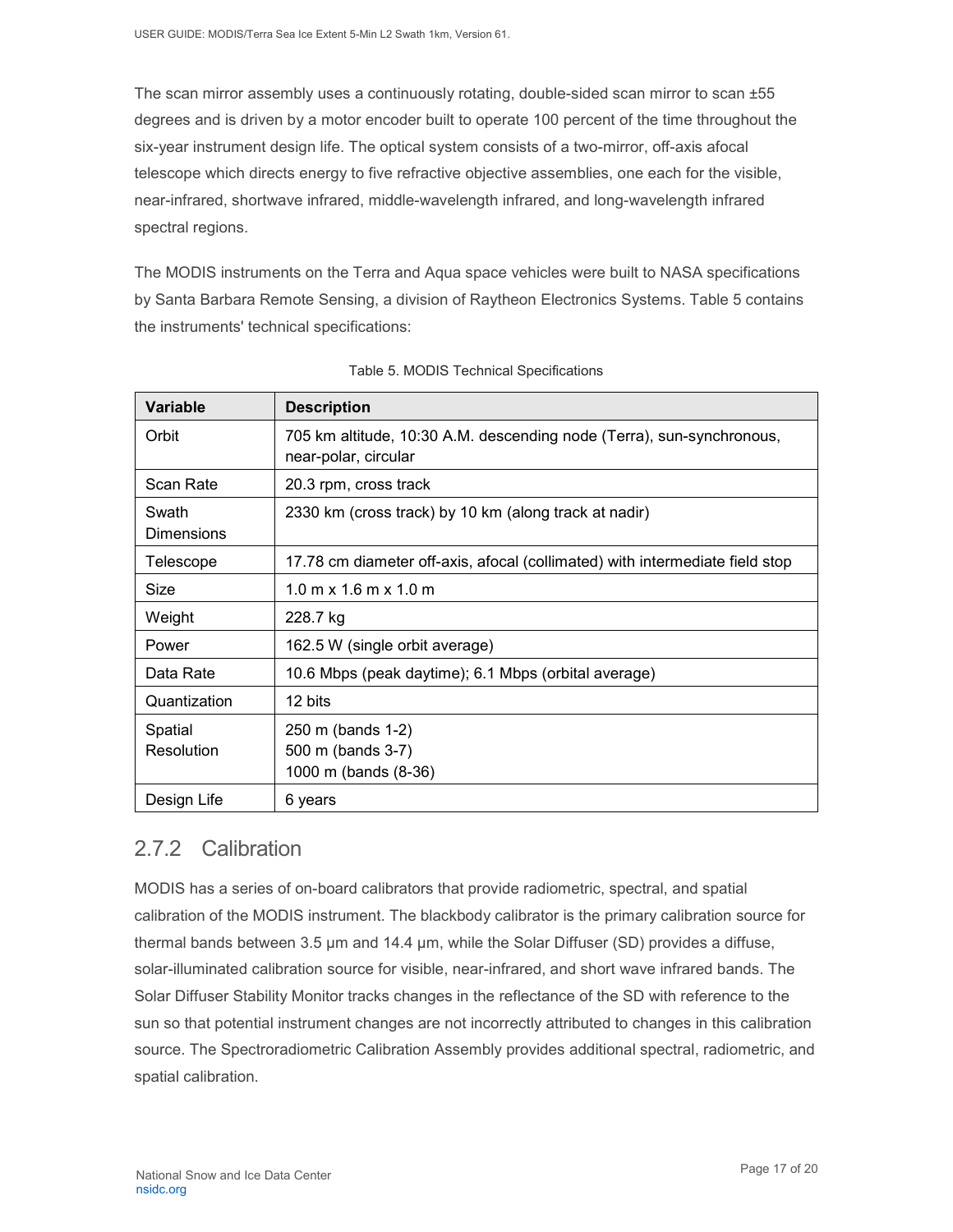The scan mirror assembly uses a continuously rotating, double-sided scan mirror to scan ±55 degrees and is driven by a motor encoder built to operate 100 percent of the time throughout the six-year instrument design life. The optical system consists of a two-mirror, off-axis afocal telescope which directs energy to five refractive objective assemblies, one each for the visible, near-infrared, shortwave infrared, middle-wavelength infrared, and long-wavelength infrared spectral regions.

The MODIS instruments on the Terra and Aqua space vehicles were built to NASA specifications by Santa Barbara Remote Sensing, a division of Raytheon Electronics Systems. Table 5 contains the instruments' technical specifications:

Table 5. MODIS Technical Specifications

| Variable | Description |
|---|---|
| Orbit | 705 km altitude, 10:30 A.M. descending node (Terra), sun-synchronous, near-polar, circular |
| Scan Rate | 20.3 rpm, cross track |
| Swath Dimensions | 2330 km (cross track) by 10 km (along track at nadir) |
| Telescope | 17.78 cm diameter off-axis, afocal (collimated) with intermediate field stop |
| Size | 1.0 m x 1.6 m x 1.0 m |
| Weight | 228.7 kg |
| Power | 162.5 W (single orbit average) |
| Data Rate | 10.6 Mbps (peak daytime); 6.1 Mbps (orbital average) |
| Quantization | 12 bits |
| Spatial Resolution | 250 m (bands 1-2)<br>500 m (bands 3-7)<br>1000 m (bands (8-36) |
| Design Life | 6 years |

## 2.7.2 Calibration

MODIS has a series of on-board calibrators that provide radiometric, spectral, and spatial calibration of the MODIS instrument. The blackbody calibrator is the primary calibration source for thermal bands between 3.5 µm and 14.4 µm, while the Solar Diffuser (SD) provides a diffuse, solar-illuminated calibration source for visible, near-infrared, and short wave infrared bands. The Solar Diffuser Stability Monitor tracks changes in the reflectance of the SD with reference to the sun so that potential instrument changes are not incorrectly attributed to changes in this calibration source. The Spectroradiometric Calibration Assembly provides additional spectral, radiometric, and spatial calibration.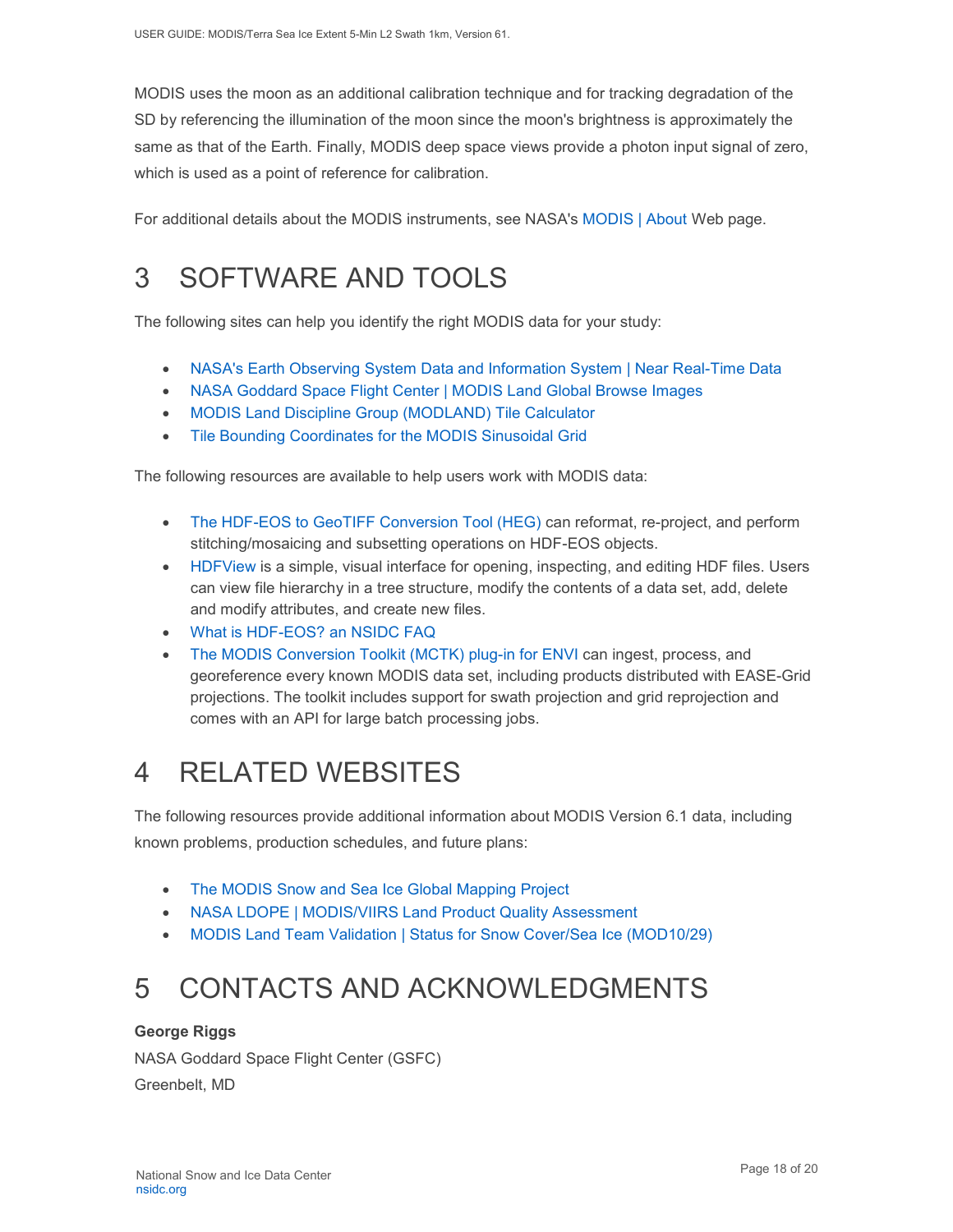MODIS uses the moon as an additional calibration technique and for tracking degradation of the SD by referencing the illumination of the moon since the moon's brightness is approximately the same as that of the Earth. Finally, MODIS deep space views provide a photon input signal of zero, which is used as a point of reference for calibration.

For additional details about the MODIS instruments, see NASA's MODIS | About Web page.

# 3 SOFTWARE AND TOOLS

The following sites can help you identify the right MODIS data for your study:

- NASA's Earth Observing System Data and Information System | Near Real-Time Data
- NASA Goddard Space Flight Center | MODIS Land Global Browse Images
- MODIS Land Discipline Group (MODLAND) Tile Calculator
- Tile Bounding Coordinates for the MODIS Sinusoidal Grid

The following resources are available to help users work with MODIS data:

- The HDF-EOS to GeoTIFF Conversion Tool (HEG) can reformat, re-project, and perform stitching/mosaicing and subsetting operations on HDF-EOS objects.
- HDFView is a simple, visual interface for opening, inspecting, and editing HDF files. Users can view file hierarchy in a tree structure, modify the contents of a data set, add, delete and modify attributes, and create new files.
- What is HDF-EOS? an NSIDC FAQ
- The MODIS Conversion Toolkit (MCTK) plug-in for ENVI can ingest, process, and georeference every known MODIS data set, including products distributed with EASE-Grid projections. The toolkit includes support for swath projection and grid reprojection and comes with an API for large batch processing jobs.

# 4 RELATED WEBSITES

The following resources provide additional information about MODIS Version 6.1 data, including known problems, production schedules, and future plans:

- The MODIS Snow and Sea Ice Global Mapping Project
- NASA LDOPE | MODIS/VIIRS Land Product Quality Assessment
- MODIS Land Team Validation | Status for Snow Cover/Sea Ice (MOD10/29)

# 5 CONTACTS AND ACKNOWLEDGMENTS

**George Riggs**

NASA Goddard Space Flight Center (GSFC)

Greenbelt, MD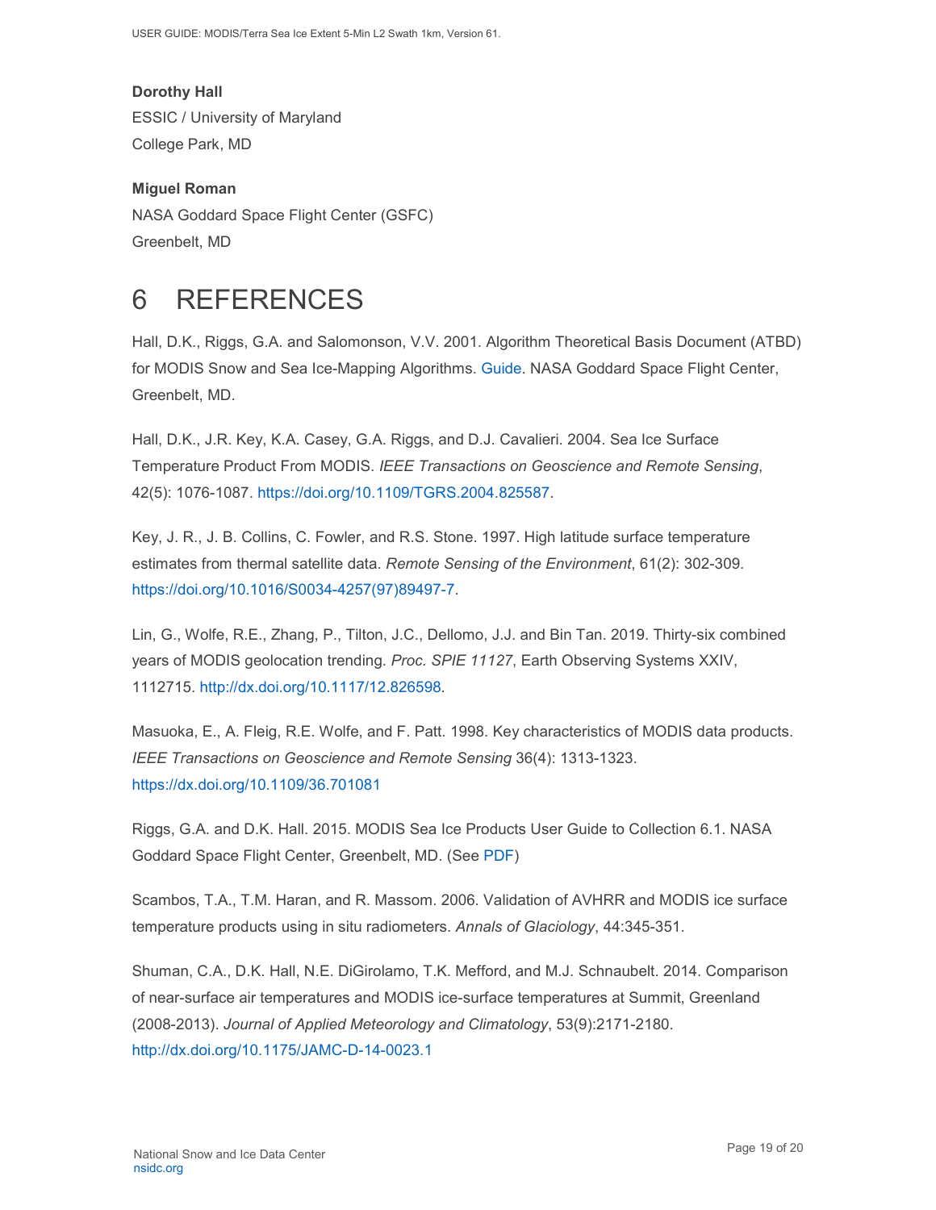**Dorothy Hall**
ESSIC / University of Maryland
College Park, MD

**Miguel Roman**
NASA Goddard Space Flight Center (GSFC)
Greenbelt, MD

# 6 REFERENCES

Hall, D.K., Riggs, G.A. and Salomonson, V.V. 2001. Algorithm Theoretical Basis Document (ATBD) for MODIS Snow and Sea Ice-Mapping Algorithms. Guide. NASA Goddard Space Flight Center, Greenbelt, MD.

Hall, D.K., J.R. Key, K.A. Casey, G.A. Riggs, and D.J. Cavalieri. 2004. Sea Ice Surface Temperature Product From MODIS. *IEEE Transactions on Geoscience and Remote Sensing*, 42(5): 1076-1087. https://doi.org/10.1109/TGRS.2004.825587.

Key, J. R., J. B. Collins, C. Fowler, and R.S. Stone. 1997. High latitude surface temperature estimates from thermal satellite data. *Remote Sensing of the Environment*, 61(2): 302-309. https://doi.org/10.1016/S0034-4257(97)89497-7.

Lin, G., Wolfe, R.E., Zhang, P., Tilton, J.C., Dellomo, J.J. and Bin Tan. 2019. Thirty-six combined years of MODIS geolocation trending. *Proc. SPIE 11127*, Earth Observing Systems XXIV, 1112715. http://dx.doi.org/10.1117/12.826598.

Masuoka, E., A. Fleig, R.E. Wolfe, and F. Patt. 1998. Key characteristics of MODIS data products. *IEEE Transactions on Geoscience and Remote Sensing* 36(4): 1313-1323. https://dx.doi.org/10.1109/36.701081

Riggs, G.A. and D.K. Hall. 2015. MODIS Sea Ice Products User Guide to Collection 6.1. NASA Goddard Space Flight Center, Greenbelt, MD. (See PDF)

Scambos, T.A., T.M. Haran, and R. Massom. 2006. Validation of AVHRR and MODIS ice surface temperature products using in situ radiometers. *Annals of Glaciology*, 44:345-351.

Shuman, C.A., D.K. Hall, N.E. DiGirolamo, T.K. Mefford, and M.J. Schnaubelt. 2014. Comparison of near-surface air temperatures and MODIS ice-surface temperatures at Summit, Greenland (2008-2013). *Journal of Applied Meteorology and Climatology*, 53(9):2171-2180. http://dx.doi.org/10.1175/JAMC-D-14-0023.1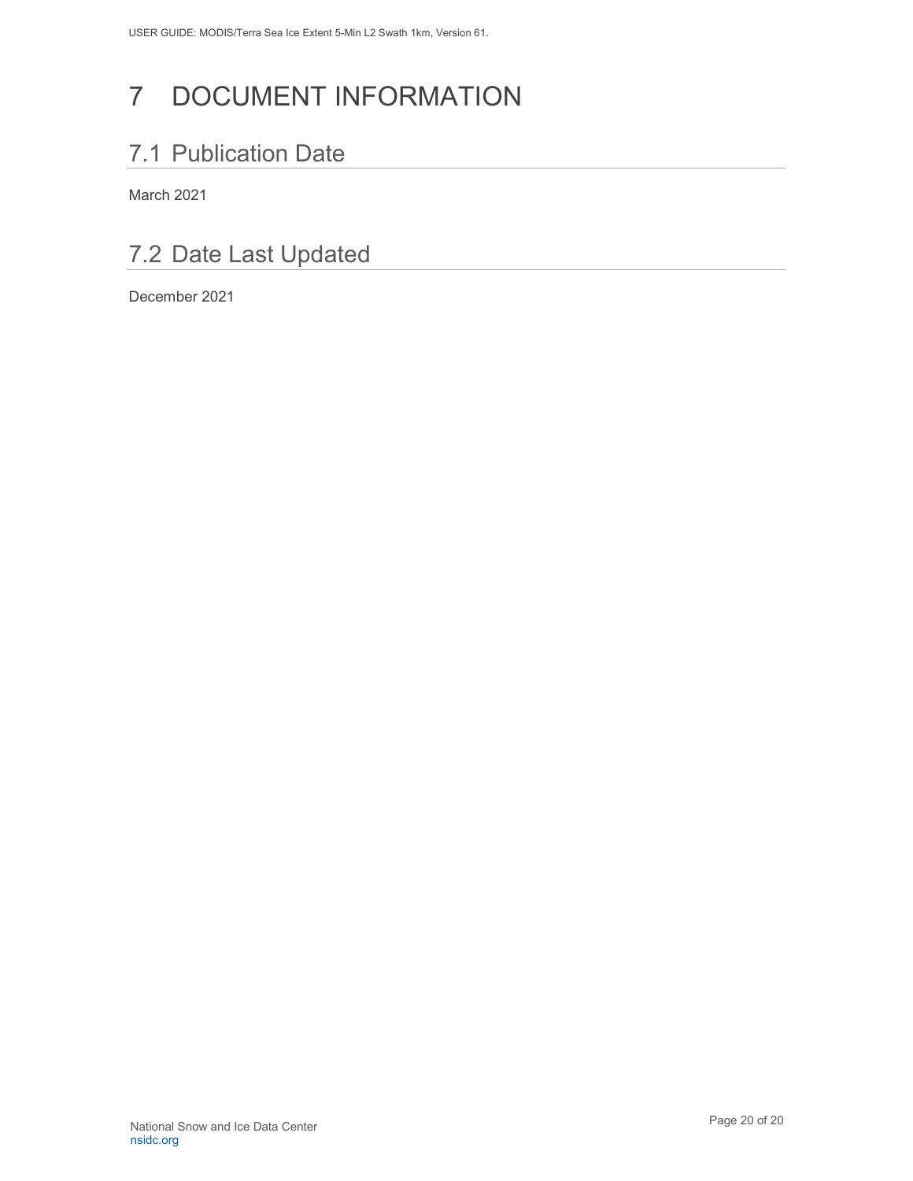# 7 DOCUMENT INFORMATION

## 7.1 Publication Date

March 2021

## 7.2 Date Last Updated

December 2021